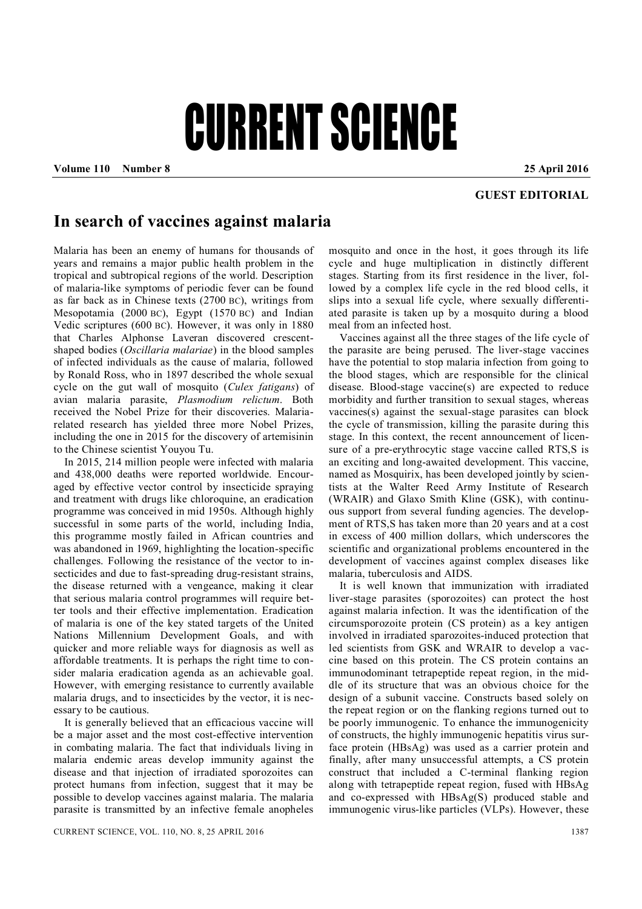# CURRENT SCIENCE

**GUEST EDITORIAL**

## In search of vaccines against malaria

Malaria has been an enemy of humans for thousands of years and remains a major public health problem in the tropical and subtropical regions of the world. Description of malaria-like symptoms of periodic fever can be found as far back as in Chinese texts (2700 BC), writings from Mesopotamia (2000 BC), Egypt (1570 BC) and Indian Vedic scriptures (600 BC). However, it was only in 1880 that Charles Alphonse Laveran discovered crescent-shaped bodies (*Oscillaria malariae*) in the blood samples of infected individuals as the cause of malaria, followed by Ronald Ross, who in 1897 described the whole sexual cycle on the gut wall of mosquito (*Culex fatigans*) of avian malaria parasite, *Plasmodium relictum*. Both received the Nobel Prize for their discoveries. Malaria-related research has yielded three more Nobel Prizes, including the one in 2015 for the discovery of artemisinin to the Chinese scientist Youyou Tu.

In 2015, 214 million people were infected with malaria and 438,000 deaths were reported worldwide. Encouraged by effective vector control by insecticide spraying and treatment with drugs like chloroquine, an eradication programme was conceived in mid 1950s. Although highly successful in some parts of the world, including India, this programme mostly failed in African countries and was abandoned in 1969, highlighting the location-specific challenges. Following the resistance of the vector to insecticides and due to fast-spreading drug-resistant strains, the disease returned with a vengeance, making it clear that serious malaria control programmes will require better tools and their effective implementation. Eradication of malaria is one of the key stated targets of the United Nations Millennium Development Goals, and with quicker and more reliable ways for diagnosis as well as affordable treatments. It is perhaps the right time to consider malaria eradication agenda as an achievable goal. However, with emerging resistance to currently available malaria drugs, and to insecticides by the vector, it is necessary to be cautious.

It is generally believed that an efficacious vaccine will be a major asset and the most cost-effective intervention in combating malaria. The fact that individuals living in malaria endemic areas develop immunity against the disease and that injection of irradiated sporozoites can protect humans from infection, suggest that it may be possible to develop vaccines against malaria. The malaria parasite is transmitted by an infective female anopheles mosquito and once in the host, it goes through its life cycle and huge multiplication in distinctly different stages. Starting from its first residence in the liver, followed by a complex life cycle in the red blood cells, it slips into a sexual life cycle, where sexually differentiated parasite is taken up by a mosquito during a blood meal from an infected host.

Vaccines against all the three stages of the life cycle of the parasite are being perused. The liver-stage vaccines have the potential to stop malaria infection from going to the blood stages, which are responsible for the clinical disease. Blood-stage vaccine(s) are expected to reduce morbidity and further transition to sexual stages, whereas vaccines(s) against the sexual-stage parasites can block the cycle of transmission, killing the parasite during this stage. In this context, the recent announcement of licensure of a pre-erythrocytic stage vaccine called RTS,S is an exciting and long-awaited development. This vaccine, named as Mosquirix, has been developed jointly by scientists at the Walter Reed Army Institute of Research (WRAIR) and Glaxo Smith Kline (GSK), with continuous support from several funding agencies. The development of RTS,S has taken more than 20 years and at a cost in excess of 400 million dollars, which underscores the scientific and organizational problems encountered in the development of vaccines against complex diseases like malaria, tuberculosis and AIDS.

It is well known that immunization with irradiated liver-stage parasites (sporozoites) can protect the host against malaria infection. It was the identification of the circumsporozoite protein (CS protein) as a key antigen involved in irradiated sparozoites-induced protection that led scientists from GSK and WRAIR to develop a vaccine based on this protein. The CS protein contains an immunodominant tetrapeptide repeat region, in the middle of its structure that was an obvious choice for the design of a subunit vaccine. Constructs based solely on the repeat region or on the flanking regions turned out to be poorly immunogenic. To enhance the immunogenicity of constructs, the highly immunogenic hepatitis virus surface protein (HBsAg) was used as a carrier protein and finally, after many unsuccessful attempts, a CS protein construct that included a C-terminal flanking region along with tetrapeptide repeat region, fused with HBsAg and co-expressed with HBsAg(S) produced stable and immunogenic virus-like particles (VLPs). However, these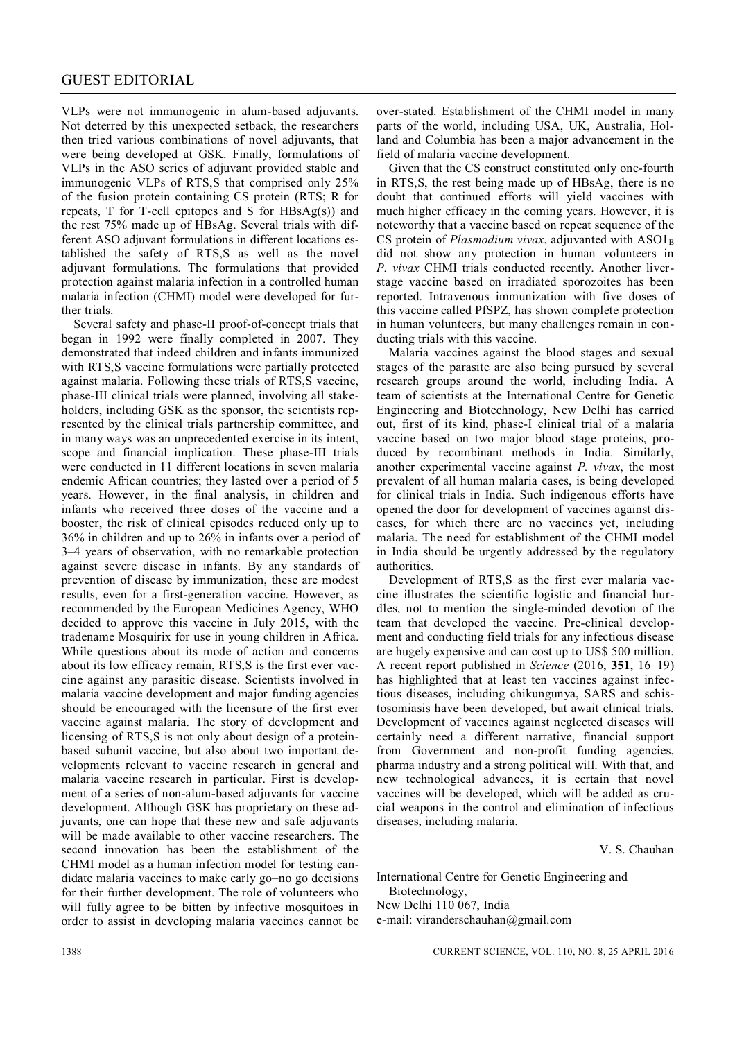VLPs were not immunogenic in alum-based adjuvants. Not deterred by this unexpected setback, the researchers then tried various combinations of novel adjuvants, that were being developed at GSK. Finally, formulations of VLPs in the ASO series of adjuvant provided stable and immunogenic VLPs of RTS,S that comprised only 25% of the fusion protein containing CS protein (RTS; R for repeats, T for T-cell epitopes and S for HBsAg(s)) and the rest 75% made up of HBsAg. Several trials with different ASO adjuvant formulations in different locations established the safety of RTS,S as well as the novel adjuvant formulations. The formulations that provided protection against malaria infection in a controlled human malaria infection (CHMI) model were developed for further trials.

Several safety and phase-II proof-of-concept trials that began in 1992 were finally completed in 2007. They demonstrated that indeed children and infants immunized with RTS,S vaccine formulations were partially protected against malaria. Following these trials of RTS,S vaccine, phase-III clinical trials were planned, involving all stakeholders, including GSK as the sponsor, the scientists represented by the clinical trials partnership committee, and in many ways was an unprecedented exercise in its intent, scope and financial implication. These phase-III trials were conducted in 11 different locations in seven malaria endemic African countries; they lasted over a period of 5 years. However, in the final analysis, in children and infants who received three doses of the vaccine and a booster, the risk of clinical episodes reduced only up to 36% in children and up to 26% in infants over a period of 3–4 years of observation, with no remarkable protection against severe disease in infants. By any standards of prevention of disease by immunization, these are modest results, even for a first-generation vaccine. However, as recommended by the European Medicines Agency, WHO decided to approve this vaccine in July 2015, with the tradename Mosquirix for use in young children in Africa. While questions about its mode of action and concerns about its low efficacy remain, RTS,S is the first ever vaccine against any parasitic disease. Scientists involved in malaria vaccine development and major funding agencies should be encouraged with the licensure of the first ever vaccine against malaria. The story of development and licensing of RTS,S is not only about design of a protein-based subunit vaccine, but also about two important developments relevant to vaccine research in general and malaria vaccine research in particular. First is development of a series of non-alum-based adjuvants for vaccine development. Although GSK has proprietary on these adjuvants, one can hope that these new and safe adjuvants will be made available to other vaccine researchers. The second innovation has been the establishment of the CHMI model as a human infection model for testing candidate malaria vaccines to make early go–no go decisions for their further development. The role of volunteers who will fully agree to be bitten by infective mosquitoes in order to assist in developing malaria vaccines cannot be over-stated. Establishment of the CHMI model in many parts of the world, including USA, UK, Australia, Holland and Columbia has been a major advancement in the field of malaria vaccine development.

Given that the CS construct constituted only one-fourth in RTS,S, the rest being made up of HBsAg, there is no doubt that continued efforts will yield vaccines with much higher efficacy in the coming years. However, it is noteworthy that a vaccine based on repeat sequence of the CS protein of *Plasmodium vivax*, adjuvanted with $ASO1_B$ did not show any protection in human volunteers in *P. vivax* CHMI trials conducted recently. Another liver-stage vaccine based on irradiated sporozoites has been reported. Intravenous immunization with five doses of this vaccine called PfSPZ, has shown complete protection in human volunteers, but many challenges remain in conducting trials with this vaccine.

Malaria vaccines against the blood stages and sexual stages of the parasite are also being pursued by several research groups around the world, including India. A team of scientists at the International Centre for Genetic Engineering and Biotechnology, New Delhi has carried out, first of its kind, phase-I clinical trial of a malaria vaccine based on two major blood stage proteins, produced by recombinant methods in India. Similarly, another experimental vaccine against *P. vivax*, the most prevalent of all human malaria cases, is being developed for clinical trials in India. Such indigenous efforts have opened the door for development of vaccines against diseases, for which there are no vaccines yet, including malaria. The need for establishment of the CHMI model in India should be urgently addressed by the regulatory authorities.

Development of RTS,S as the first ever malaria vaccine illustrates the scientific logistic and financial hurdles, not to mention the single-minded devotion of the team that developed the vaccine. Pre-clinical development and conducting field trials for any infectious disease are hugely expensive and can cost up to US$ 500 million. A recent report published in *Science* (2016, **351**, 16–19) has highlighted that at least ten vaccines against infectious diseases, including chikungunya, SARS and schistosomiasis have been developed, but await clinical trials. Development of vaccines against neglected diseases will certainly need a different narrative, financial support from Government and non-profit funding agencies, pharma industry and a strong political will. With that, and new technological advances, it is certain that novel vaccines will be developed, which will be added as crucial weapons in the control and elimination of infectious diseases, including malaria.

V. S. Chauhan

International Centre for Genetic Engineering and Biotechnology,
New Delhi 110 067, India
e-mail: viranderschauhan@gmail.com